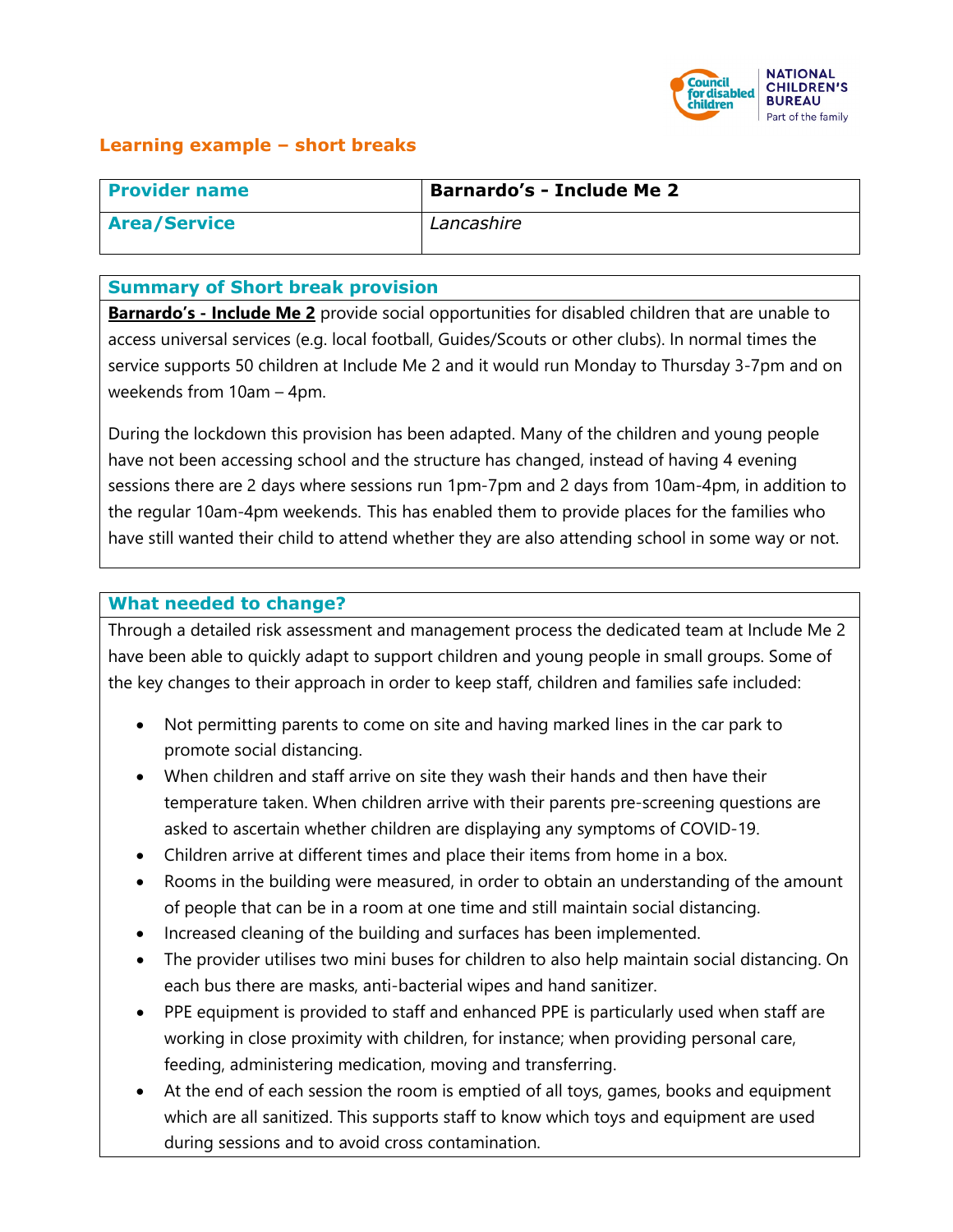## Learning example – short breaks

| **Provider name** | **Barnardo's - Include Me 2** |
|---|---|
| **Area/Service** | *Lancashire* |

### Summary of Short break provision

**Barnardo's - Include Me 2** provide social opportunities for disabled children that are unable to access universal services (e.g. local football, Guides/Scouts or other clubs). In normal times the service supports 50 children at Include Me 2 and it would run Monday to Thursday 3-7pm and on weekends from 10am – 4pm.

During the lockdown this provision has been adapted. Many of the children and young people have not been accessing school and the structure has changed, instead of having 4 evening sessions there are 2 days where sessions run 1pm-7pm and 2 days from 10am-4pm, in addition to the regular 10am-4pm weekends. This has enabled them to provide places for the families who have still wanted their child to attend whether they are also attending school in some way or not.

### What needed to change?

Through a detailed risk assessment and management process the dedicated team at Include Me 2 have been able to quickly adapt to support children and young people in small groups. Some of the key changes to their approach in order to keep staff, children and families safe included:

- Not permitting parents to come on site and having marked lines in the car park to promote social distancing.
- When children and staff arrive on site they wash their hands and then have their temperature taken. When children arrive with their parents pre-screening questions are asked to ascertain whether children are displaying any symptoms of COVID-19.
- Children arrive at different times and place their items from home in a box.
- Rooms in the building were measured, in order to obtain an understanding of the amount of people that can be in a room at one time and still maintain social distancing.
- Increased cleaning of the building and surfaces has been implemented.
- The provider utilises two mini buses for children to also help maintain social distancing. On each bus there are masks, anti-bacterial wipes and hand sanitizer.
- PPE equipment is provided to staff and enhanced PPE is particularly used when staff are working in close proximity with children, for instance; when providing personal care, feeding, administering medication, moving and transferring.
- At the end of each session the room is emptied of all toys, games, books and equipment which are all sanitized. This supports staff to know which toys and equipment are used during sessions and to avoid cross contamination.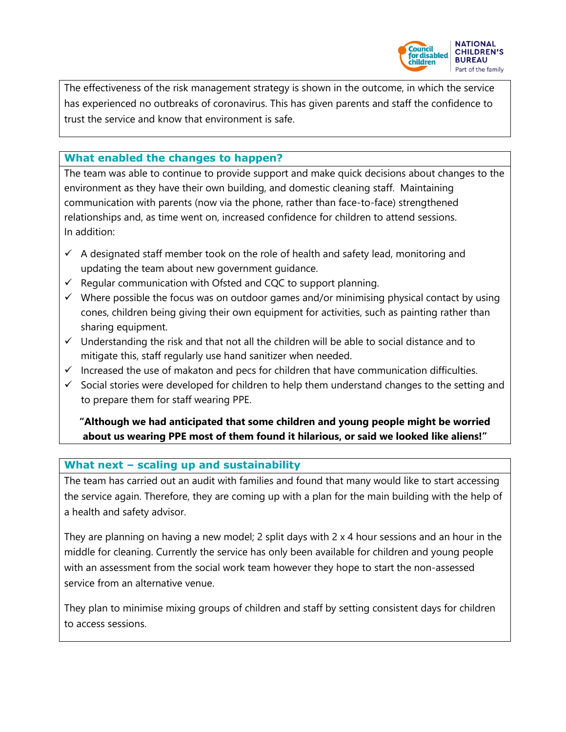The effectiveness of the risk management strategy is shown in the outcome, in which the service has experienced no outbreaks of coronavirus. This has given parents and staff the confidence to trust the service and know that environment is safe.

## What enabled the changes to happen?

The team was able to continue to provide support and make quick decisions about changes to the environment as they have their own building, and domestic cleaning staff. Maintaining communication with parents (now via the phone, rather than face-to-face) strengthened relationships and, as time went on, increased confidence for children to attend sessions.
In addition:

- ✓ A designated staff member took on the role of health and safety lead, monitoring and updating the team about new government guidance.
- ✓ Regular communication with Ofsted and CQC to support planning.
- ✓ Where possible the focus was on outdoor games and/or minimising physical contact by using cones, children being giving their own equipment for activities, such as painting rather than sharing equipment.
- ✓ Understanding the risk and that not all the children will be able to social distance and to mitigate this, staff regularly use hand sanitizer when needed.
- ✓ Increased the use of makaton and pecs for children that have communication difficulties.
- ✓ Social stories were developed for children to help them understand changes to the setting and to prepare them for staff wearing PPE.

**"Although we had anticipated that some children and young people might be worried about us wearing PPE most of them found it hilarious, or said we looked like aliens!"**

## What next – scaling up and sustainability

The team has carried out an audit with families and found that many would like to start accessing the service again. Therefore, they are coming up with a plan for the main building with the help of a health and safety advisor.

They are planning on having a new model; 2 split days with 2 x 4 hour sessions and an hour in the middle for cleaning. Currently the service has only been available for children and young people with an assessment from the social work team however they hope to start the non-assessed service from an alternative venue.

They plan to minimise mixing groups of children and staff by setting consistent days for children to access sessions.